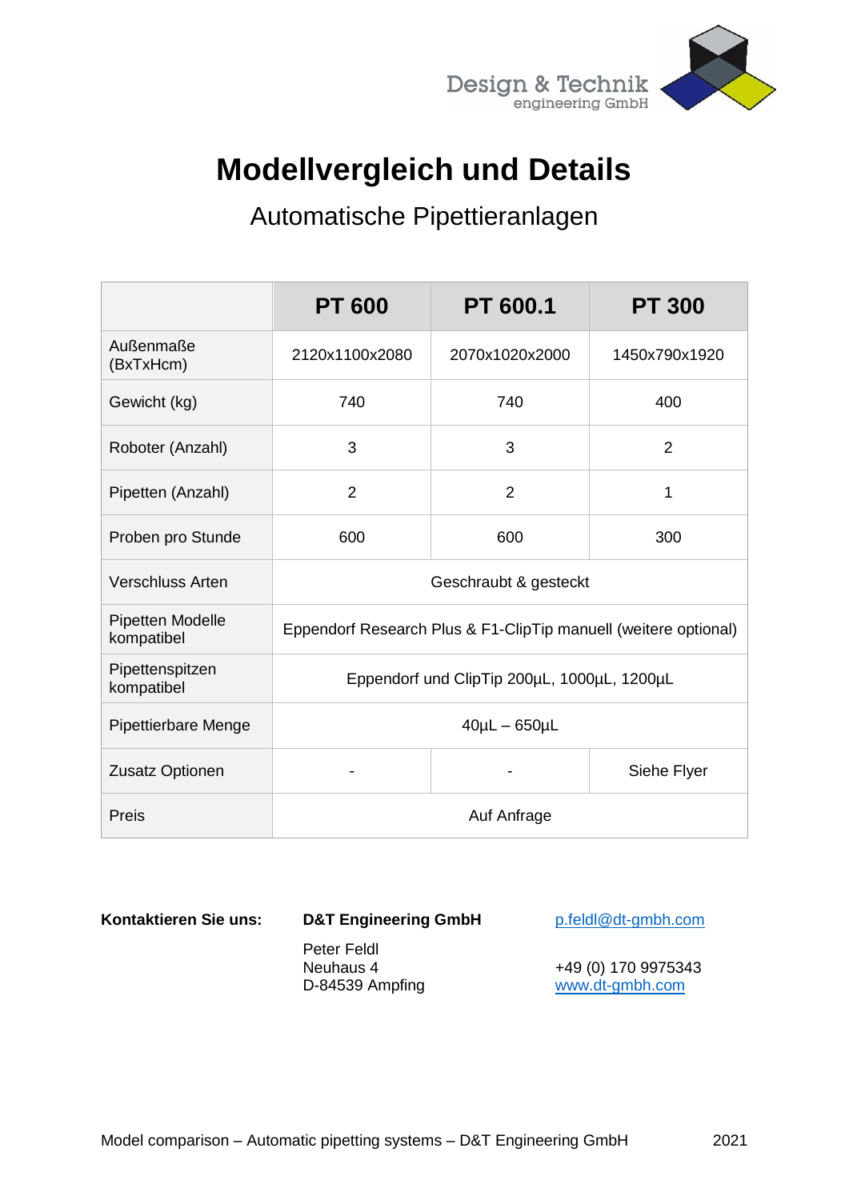Design & Technik
engineering GmbH

# Modellvergleich und Details

## Automatische Pipettieranlagen

| | PT 600 | PT 600.1 | PT 300 |
|---|---|---|---|
| Außenmaße (BxTxHcm) | 2120x1100x2080 | 2070x1020x2000 | 1450x790x1920 |
| Gewicht (kg) | 740 | 740 | 400 |
| Roboter (Anzahl) | 3 | 3 | 2 |
| Pipetten (Anzahl) | 2 | 2 | 1 |
| Proben pro Stunde | 600 | 600 | 300 |
| Verschluss Arten | Geschraubt & gesteckt | | |
| Pipetten Modelle kompatibel | Eppendorf Research Plus & F1-ClipTip manuell (weitere optional) | | |
| Pipettenspitzen kompatibel | Eppendorf und ClipTip 200µL, 1000µL, 1200µL | | |
| Pipettierbare Menge | 40µL – 650µL | | |
| Zusatz Optionen | - | - | Siehe Flyer |
| Preis | Auf Anfrage | | |

**Kontaktieren Sie uns:**

**D&T Engineering GmbH**

Peter Feldl
Neuhaus 4
D-84539 Ampfing

p.feldl@dt-gmbh.com

+49 (0) 170 9975343
www.dt-gmbh.com

Model comparison – Automatic pipetting systems – D&T Engineering GmbH 2021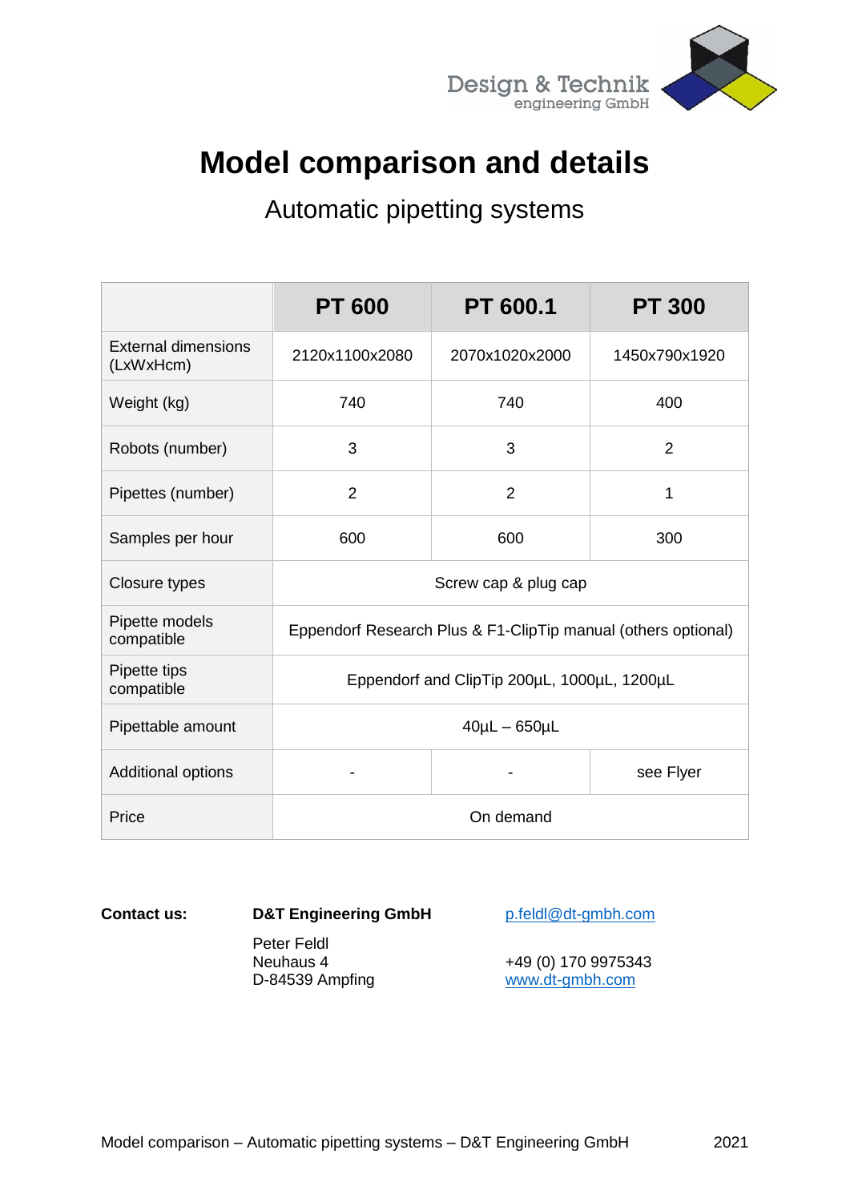Design & Technik
engineering GmbH

# Model comparison and details

## Automatic pipetting systems

| | PT 600 | PT 600.1 | PT 300 |
|---|---|---|---|
| External dimensions (LxWxHcm) | 2120x1100x2080 | 2070x1020x2000 | 1450x790x1920 |
| Weight (kg) | 740 | 740 | 400 |
| Robots (number) | 3 | 3 | 2 |
| Pipettes (number) | 2 | 2 | 1 |
| Samples per hour | 600 | 600 | 300 |
| Closure types | Screw cap & plug cap | | |
| Pipette models compatible | Eppendorf Research Plus & F1-ClipTip manual (others optional) | | |
| Pipette tips compatible | Eppendorf and ClipTip 200µL, 1000µL, 1200µL | | |
| Pipettable amount | 40µL – 650µL | | |
| Additional options | - | - | see Flyer |
| Price | On demand | | |

**Contact us:**

**D&T Engineering GmbH**

Peter Feldl
Neuhaus 4
D-84539 Ampfing

p.feldl@dt-gmbh.com

+49 (0) 170 9975343
www.dt-gmbh.com